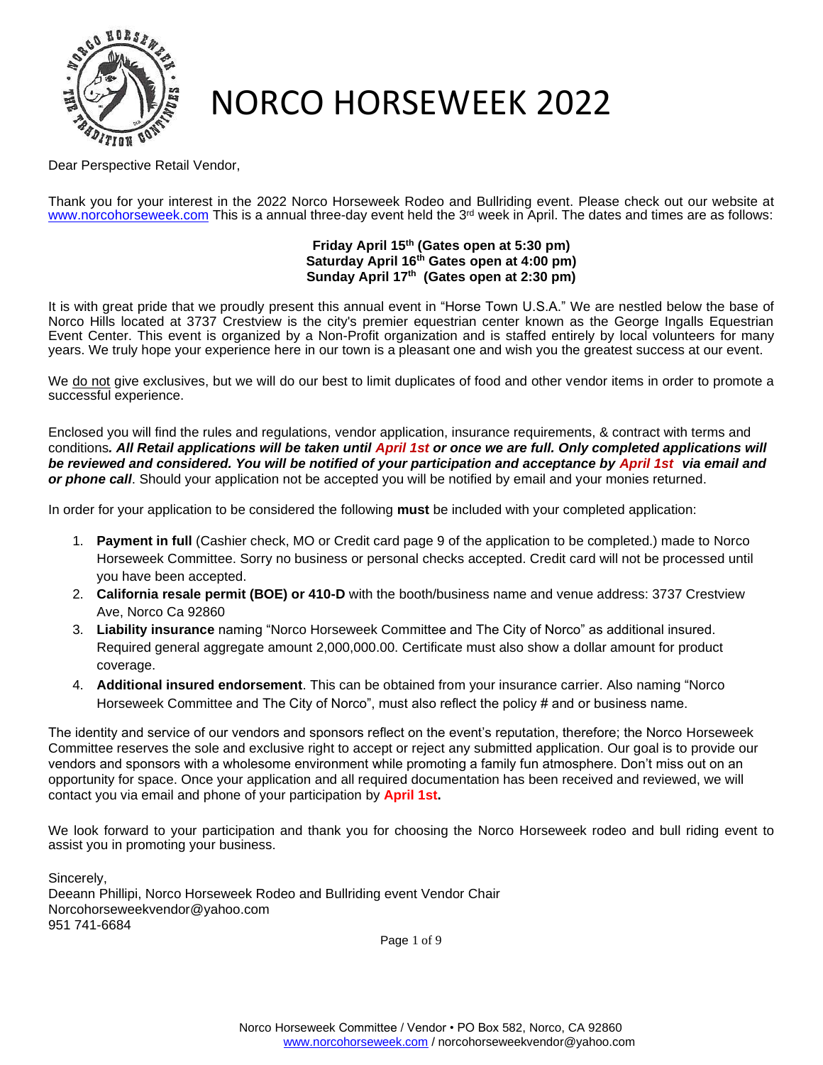# NORCO HORSEWEEK 2022

Dear Perspective Retail Vendor,

Thank you for your interest in the 2022 Norco Horseweek Rodeo and Bullriding event. Please check out our website at www.norcohorseweek.com This is a annual three-day event held the 3rd week in April. The dates and times are as follows:

**Friday April 15th (Gates open at 5:30 pm)**
**Saturday April 16th Gates open at 4:00 pm)**
**Sunday April 17th (Gates open at 2:30 pm)**

It is with great pride that we proudly present this annual event in "Horse Town U.S.A." We are nestled below the base of Norco Hills located at 3737 Crestview is the city's premier equestrian center known as the George Ingalls Equestrian Event Center. This event is organized by a Non-Profit organization and is staffed entirely by local volunteers for many years. We truly hope your experience here in our town is a pleasant one and wish you the greatest success at our event.

We do not give exclusives, but we will do our best to limit duplicates of food and other vendor items in order to promote a successful experience.

Enclosed you will find the rules and regulations, vendor application, insurance requirements, & contract with terms and conditions***. All Retail applications will be taken until April 1st or once we are full. Only completed applications will be reviewed and considered. You will be notified of your participation and acceptance by April 1st via email and or phone call***. Should your application not be accepted you will be notified by email and your monies returned.

In order for your application to be considered the following **must** be included with your completed application:

1. **Payment in full** (Cashier check, MO or Credit card page 9 of the application to be completed.) made to Norco Horseweek Committee. Sorry no business or personal checks accepted. Credit card will not be processed until you have been accepted.
2. **California resale permit (BOE) or 410-D** with the booth/business name and venue address: 3737 Crestview Ave, Norco Ca 92860
3. **Liability insurance** naming "Norco Horseweek Committee and The City of Norco" as additional insured. Required general aggregate amount 2,000,000.00. Certificate must also show a dollar amount for product coverage.
4. **Additional insured endorsement**. This can be obtained from your insurance carrier. Also naming "Norco Horseweek Committee and The City of Norco", must also reflect the policy # and or business name.

The identity and service of our vendors and sponsors reflect on the event's reputation, therefore; the Norco Horseweek Committee reserves the sole and exclusive right to accept or reject any submitted application. Our goal is to provide our vendors and sponsors with a wholesome environment while promoting a family fun atmosphere. Don't miss out on an opportunity for space. Once your application and all required documentation has been received and reviewed, we will contact you via email and phone of your participation by **April 1st.**

We look forward to your participation and thank you for choosing the Norco Horseweek rodeo and bull riding event to assist you in promoting your business.

Sincerely,
Deeann Phillipi, Norco Horseweek Rodeo and Bullriding event Vendor Chair
Norcohorseweekvendor@yahoo.com
951 741-6684

Norco Horseweek Committee / Vendor • PO Box 582, Norco, CA 92860
www.norcohorseweek.com / norcohorseweekvendor@yahoo.com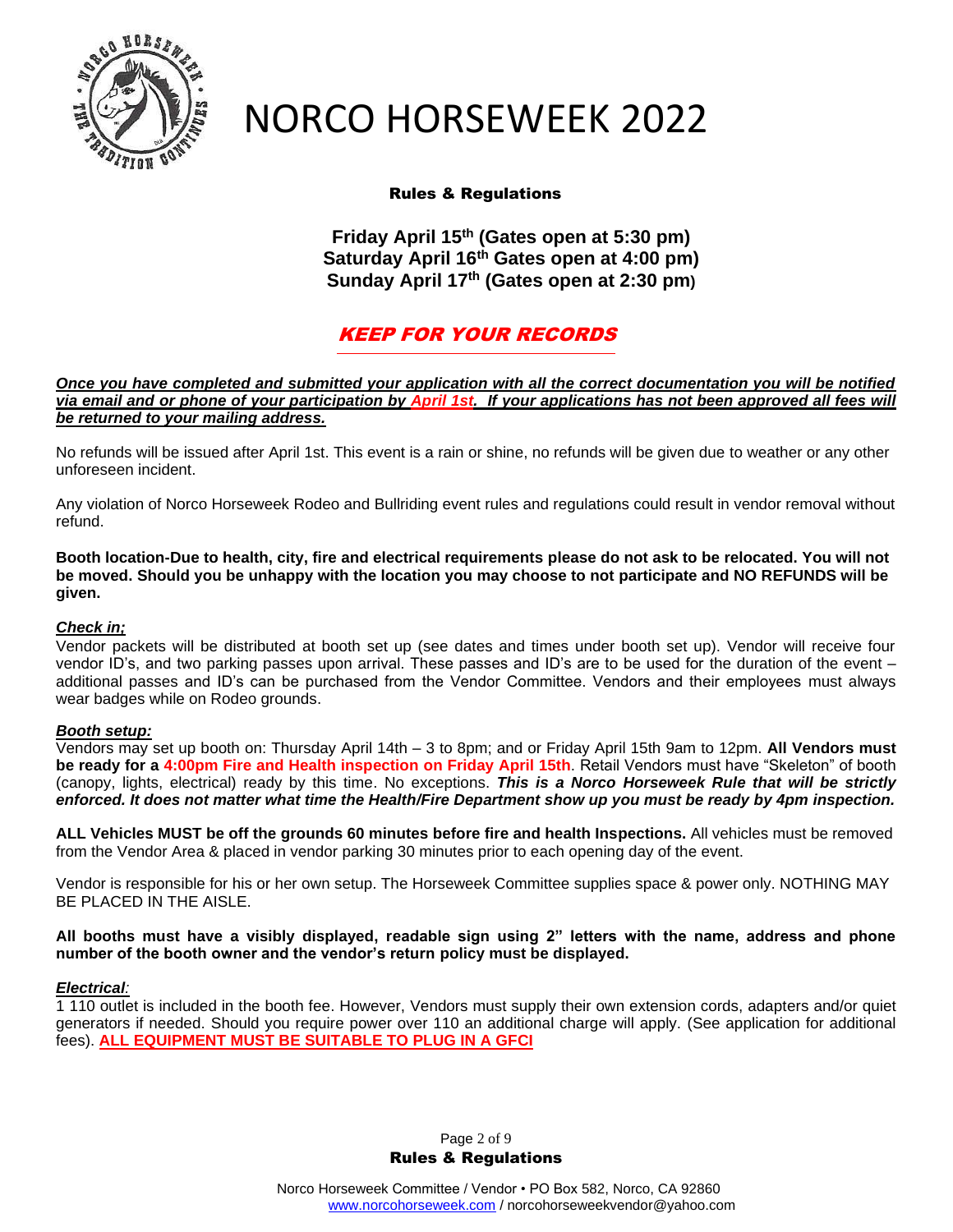# NORCO HORSEWEEK 2022

## Rules & Regulations

**Friday April 15th (Gates open at 5:30 pm)**
**Saturday April 16th Gates open at 4:00 pm)**
**Sunday April 17th (Gates open at 2:30 pm)**

## *KEEP FOR YOUR RECORDS*

***Once you have completed and submitted your application with all the correct documentation you will be notified via email and or phone of your participation by April 1st. If your applications has not been approved all fees will be returned to your mailing address.***

No refunds will be issued after April 1st. This event is a rain or shine, no refunds will be given due to weather or any other unforeseen incident.

Any violation of Norco Horseweek Rodeo and Bullriding event rules and regulations could result in vendor removal without refund.

**Booth location-Due to health, city, fire and electrical requirements please do not ask to be relocated. You will not be moved. Should you be unhappy with the location you may choose to not participate and NO REFUNDS will be given.**

***Check in;***

Vendor packets will be distributed at booth set up (see dates and times under booth set up). Vendor will receive four vendor ID's, and two parking passes upon arrival. These passes and ID's are to be used for the duration of the event – additional passes and ID's can be purchased from the Vendor Committee. Vendors and their employees must always wear badges while on Rodeo grounds.

***Booth setup:***

Vendors may set up booth on: Thursday April 14th – 3 to 8pm; and or Friday April 15th 9am to 12pm. **All Vendors must be ready for a 4:00pm Fire and Health inspection on Friday April 15th**. Retail Vendors must have "Skeleton" of booth (canopy, lights, electrical) ready by this time. No exceptions. ***This is a Norco Horseweek Rule that will be strictly enforced. It does not matter what time the Health/Fire Department show up you must be ready by 4pm inspection.***

**ALL Vehicles MUST be off the grounds 60 minutes before fire and health Inspections.** All vehicles must be removed from the Vendor Area & placed in vendor parking 30 minutes prior to each opening day of the event.

Vendor is responsible for his or her own setup. The Horseweek Committee supplies space & power only. NOTHING MAY BE PLACED IN THE AISLE.

**All booths must have a visibly displayed, readable sign using 2" letters with the name, address and phone number of the booth owner and the vendor's return policy must be displayed.**

***Electrical:***

1 110 outlet is included in the booth fee. However, Vendors must supply their own extension cords, adapters and/or quiet generators if needed. Should you require power over 110 an additional charge will apply. (See application for additional fees). **ALL EQUIPMENT MUST BE SUITABLE TO PLUG IN A GFCI**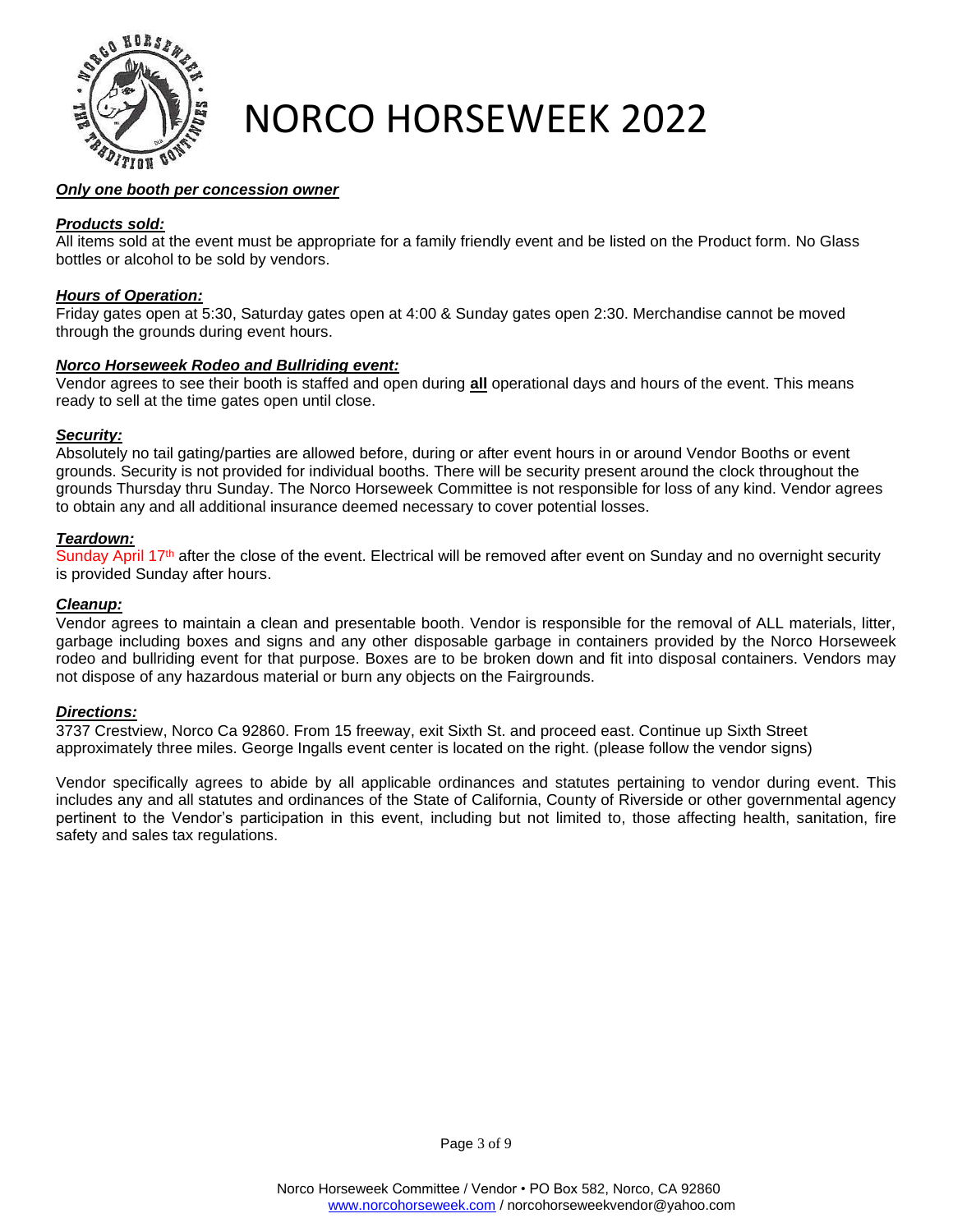# NORCO HORSEWEEK 2022

***Only one booth per concession owner***

***Products sold:***

All items sold at the event must be appropriate for a family friendly event and be listed on the Product form. No Glass bottles or alcohol to be sold by vendors.

***Hours of Operation:***

Friday gates open at 5:30, Saturday gates open at 4:00 & Sunday gates open 2:30. Merchandise cannot be moved through the grounds during event hours.

***Norco Horseweek Rodeo and Bullriding event:***

Vendor agrees to see their booth is staffed and open during **all** operational days and hours of the event. This means ready to sell at the time gates open until close.

***Security:***

Absolutely no tail gating/parties are allowed before, during or after event hours in or around Vendor Booths or event grounds. Security is not provided for individual booths. There will be security present around the clock throughout the grounds Thursday thru Sunday. The Norco Horseweek Committee is not responsible for loss of any kind. Vendor agrees to obtain any and all additional insurance deemed necessary to cover potential losses.

***Teardown:***

Sunday April 17th after the close of the event. Electrical will be removed after event on Sunday and no overnight security is provided Sunday after hours.

***Cleanup:***

Vendor agrees to maintain a clean and presentable booth. Vendor is responsible for the removal of ALL materials, litter, garbage including boxes and signs and any other disposable garbage in containers provided by the Norco Horseweek rodeo and bullriding event for that purpose. Boxes are to be broken down and fit into disposal containers. Vendors may not dispose of any hazardous material or burn any objects on the Fairgrounds.

***Directions:***

3737 Crestview, Norco Ca 92860. From 15 freeway, exit Sixth St. and proceed east. Continue up Sixth Street approximately three miles. George Ingalls event center is located on the right. (please follow the vendor signs)

Vendor specifically agrees to abide by all applicable ordinances and statutes pertaining to vendor during event. This includes any and all statutes and ordinances of the State of California, County of Riverside or other governmental agency pertinent to the Vendor's participation in this event, including but not limited to, those affecting health, sanitation, fire safety and sales tax regulations.

Norco Horseweek Committee / Vendor • PO Box 582, Norco, CA 92860
www.norcohorseweek.com / norcohorseweekvendor@yahoo.com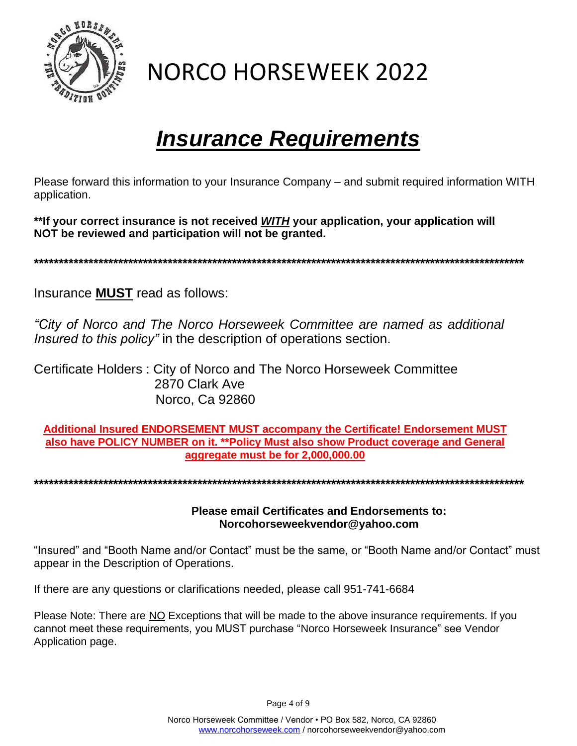# NORCO HORSEWEEK 2022

## ***Insurance Requirements***

Please forward this information to your Insurance Company – and submit required information WITH application.

**\*\*If your correct insurance is not received *WITH* your application, your application will NOT be reviewed and participation will not be granted.**

**\*\*\*\*\*\*\*\*\*\*\*\*\*\*\*\*\*\*\*\*\*\*\*\*\*\*\*\*\*\*\*\*\*\*\*\*\*\*\*\*\*\*\*\*\*\*\*\*\*\*\*\*\*\*\*\*\*\*\*\*\*\*\*\*\*\*\*\*\*\*\*\*\*\*\*\*\*\*\*\*\*\*\*\*\*\*\*\*\*\*\*\*\*\*\*\*\*\*\*\*\*\*\*\*\*\***

Insurance **MUST** read as follows:

*"City of Norco and The Norco Horseweek Committee are named as additional Insured to this policy"* in the description of operations section.

Certificate Holders : City of Norco and The Norco Horseweek Committee
2870 Clark Ave
Norco, Ca 92860

**Additional Insured ENDORSEMENT MUST accompany the Certificate! Endorsement MUST also have POLICY NUMBER on it. \*\*Policy Must also show Product coverage and General aggregate must be for 2,000,000.00**

**\*\*\*\*\*\*\*\*\*\*\*\*\*\*\*\*\*\*\*\*\*\*\*\*\*\*\*\*\*\*\*\*\*\*\*\*\*\*\*\*\*\*\*\*\*\*\*\*\*\*\*\*\*\*\*\*\*\*\*\*\*\*\*\*\*\*\*\*\*\*\*\*\*\*\*\*\*\*\*\*\*\*\*\*\*\*\*\*\*\*\*\*\*\*\*\*\*\*\*\*\*\*\*\*\*\***

**Please email Certificates and Endorsements to:**
**Norcohorseweekvendor@yahoo.com**

"Insured" and "Booth Name and/or Contact" must be the same, or "Booth Name and/or Contact" must appear in the Description of Operations.

If there are any questions or clarifications needed, please call 951-741-6684

Please Note: There are NO Exceptions that will be made to the above insurance requirements. If you cannot meet these requirements, you MUST purchase "Norco Horseweek Insurance" see Vendor Application page.

Norco Horseweek Committee / Vendor • PO Box 582, Norco, CA 92860
www.norcohorseweek.com / norcohorseweekvendor@yahoo.com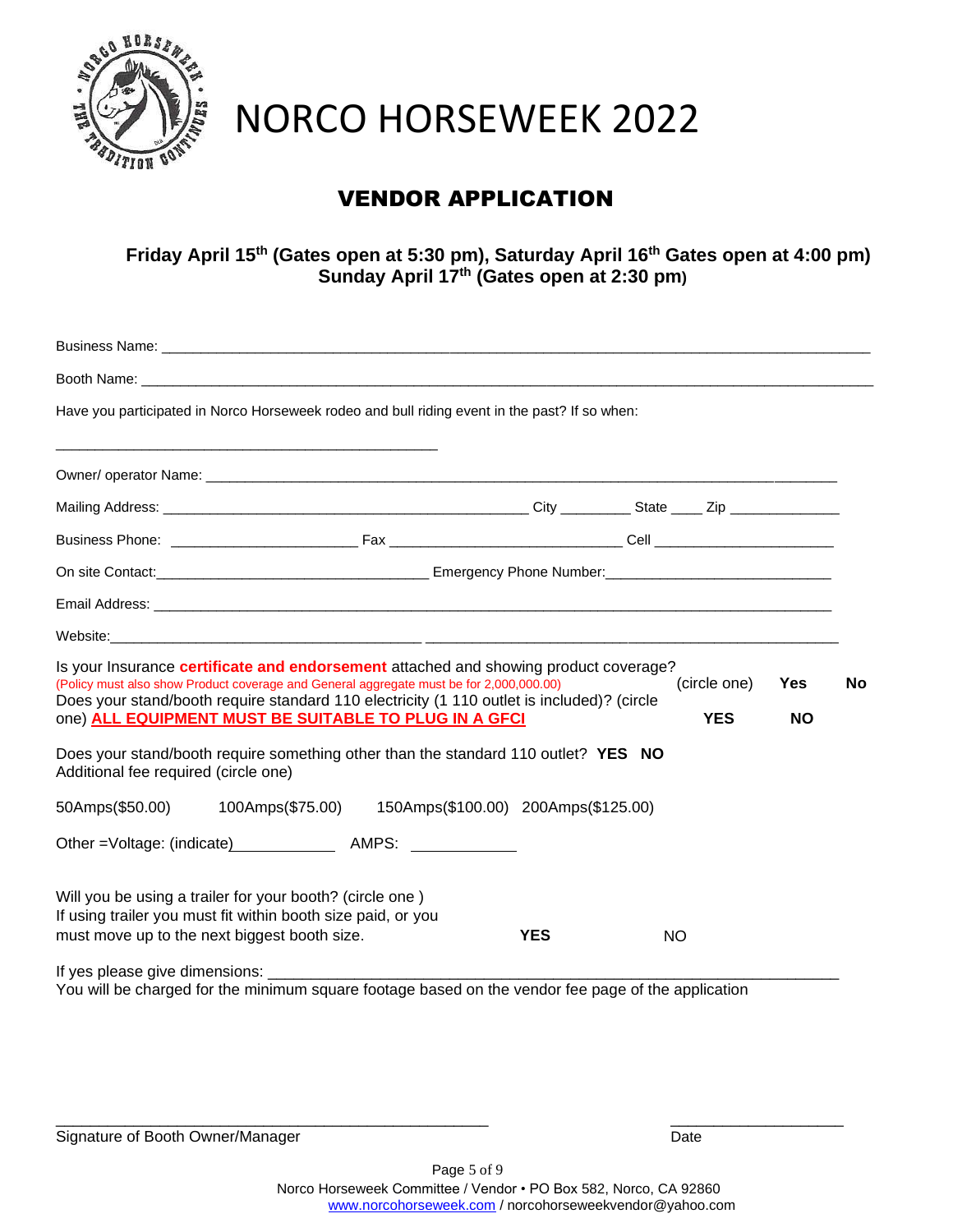# NORCO HORSEWEEK 2022

## VENDOR APPLICATION

**Friday April 15th (Gates open at 5:30 pm), Saturday April 16th Gates open at 4:00 pm)**
**Sunday April 17th (Gates open at 2:30 pm)**

Business Name: ______________________________________________________________________

Booth Name: ________________________________________________________________________

Have you participated in Norco Horseweek rodeo and bull riding event in the past? If so when:

____________________________________________

Owner/ operator Name: _______________________________________________________________

Mailing Address: ________________________________________ City _________ State ____ Zip _____________

Business Phone: _______________________ Fax _____________________________ Cell _______________________

On site Contact:___________________________________ Emergency Phone Number:____________________________

Email Address: _______________________________________________________________________

Website:_________________________________________ ____________________________________________

Is your Insurance **certificate and endorsement** attached and showing product coverage?
(Policy must also show Product coverage and General aggregate must be for 2,000,000.00) (circle one) **Yes** **No**

Does your stand/booth require standard 110 electricity (1 110 outlet is included)? (circle one) **ALL EQUIPMENT MUST BE SUITABLE TO PLUG IN A GFCI** **YES** **NO**

Does your stand/booth require something other than the standard 110 outlet? **YES NO**
Additional fee required (circle one)

50Amps($50.00) 100Amps($75.00) 150Amps($100.00) 200Amps($125.00)

Other =Voltage: (indicate)____________ AMPS: ____________

Will you be using a trailer for your booth? (circle one )
If using trailer you must fit within booth size paid, or you must move up to the next biggest booth size. **YES** NO

If yes please give dimensions: ______________________________________________________________
You will be charged for the minimum square footage based on the vendor fee page of the application

______________________________________________ ____________________
Signature of Booth Owner/Manager Date

Norco Horseweek Committee / Vendor • PO Box 582, Norco, CA 92860
www.norcohorseweek.com / norcohorseweekvendor@yahoo.com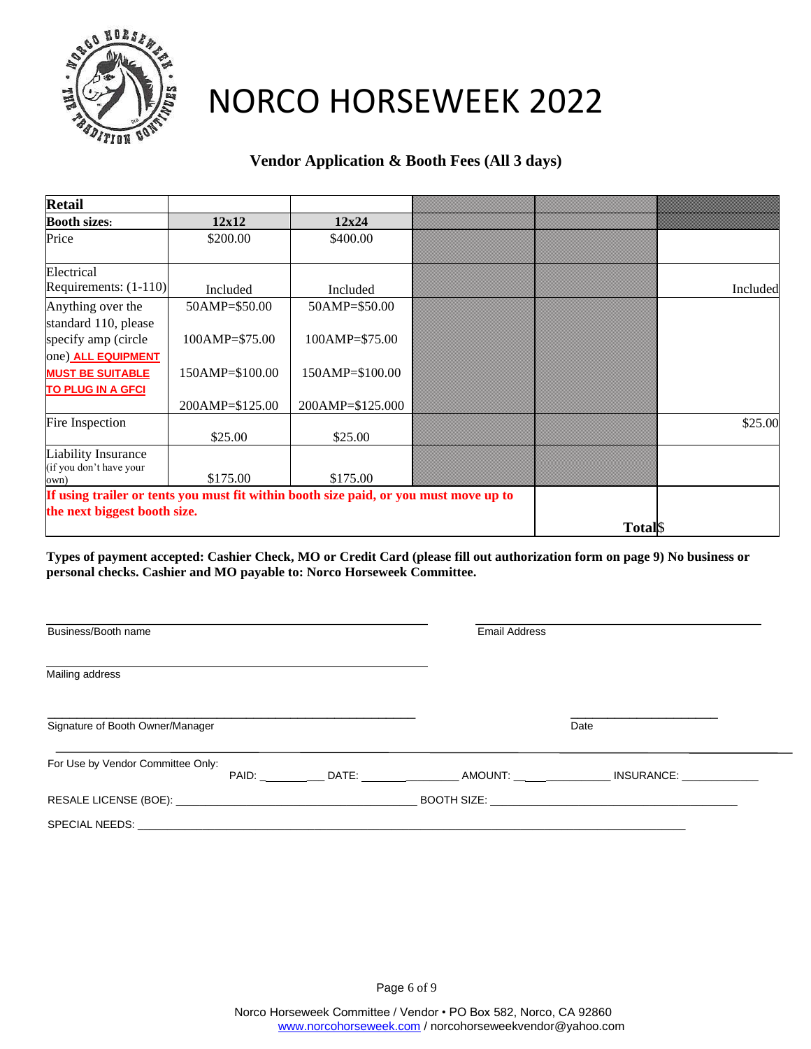# NORCO HORSEWEEK 2022

### Vendor Application & Booth Fees (All 3 days)

| **Retail** | | | | | |
|---|---|---|---|---|---|
| **Booth sizes:** | **12x12** | **12x24** | | | |
| Price | $200.00 | $400.00 | | | |
| Electrical Requirements: (1-110) | Included | Included | | | Included |
| Anything over the standard 110, please specify amp (circle one) **ALL EQUIPMENT MUST BE SUITABLE TO PLUG IN A GFCI** | 50AMP=$50.00<br>100AMP=$75.00<br>150AMP=$100.00<br>200AMP=$125.00 | 50AMP=$50.00<br>100AMP=$75.00<br>150AMP=$100.00<br>200AMP=$125.000 | | | |
| Fire Inspection | $25.00 | $25.00 | | | $25.00 |
| Liability Insurance (if you don't have your own) | $175.00 | $175.00 | | | |
| **If using trailer or tents you must fit within booth size paid, or you must move up to the next biggest booth size.** | | | | **Total** | $ |

**Types of payment accepted: Cashier Check, MO or Credit Card (please fill out authorization form on page 9) No business or personal checks. Cashier and MO payable to: Norco Horseweek Committee.**

Business/Booth name ______________________________ Email Address ______________________________

Mailing address ______________________________

Signature of Booth Owner/Manager ______________________________ Date ______________

For Use by Vendor Committee Only:
PAID: __________ DATE: __________ AMOUNT: __________ INSURANCE: __________

RESALE LICENSE (BOE): ______________________________ BOOTH SIZE: ______________________________

SPECIAL NEEDS: ______________________________

Norco Horseweek Committee / Vendor • PO Box 582, Norco, CA 92860
www.norcohorseweek.com / norcohorseweekvendor@yahoo.com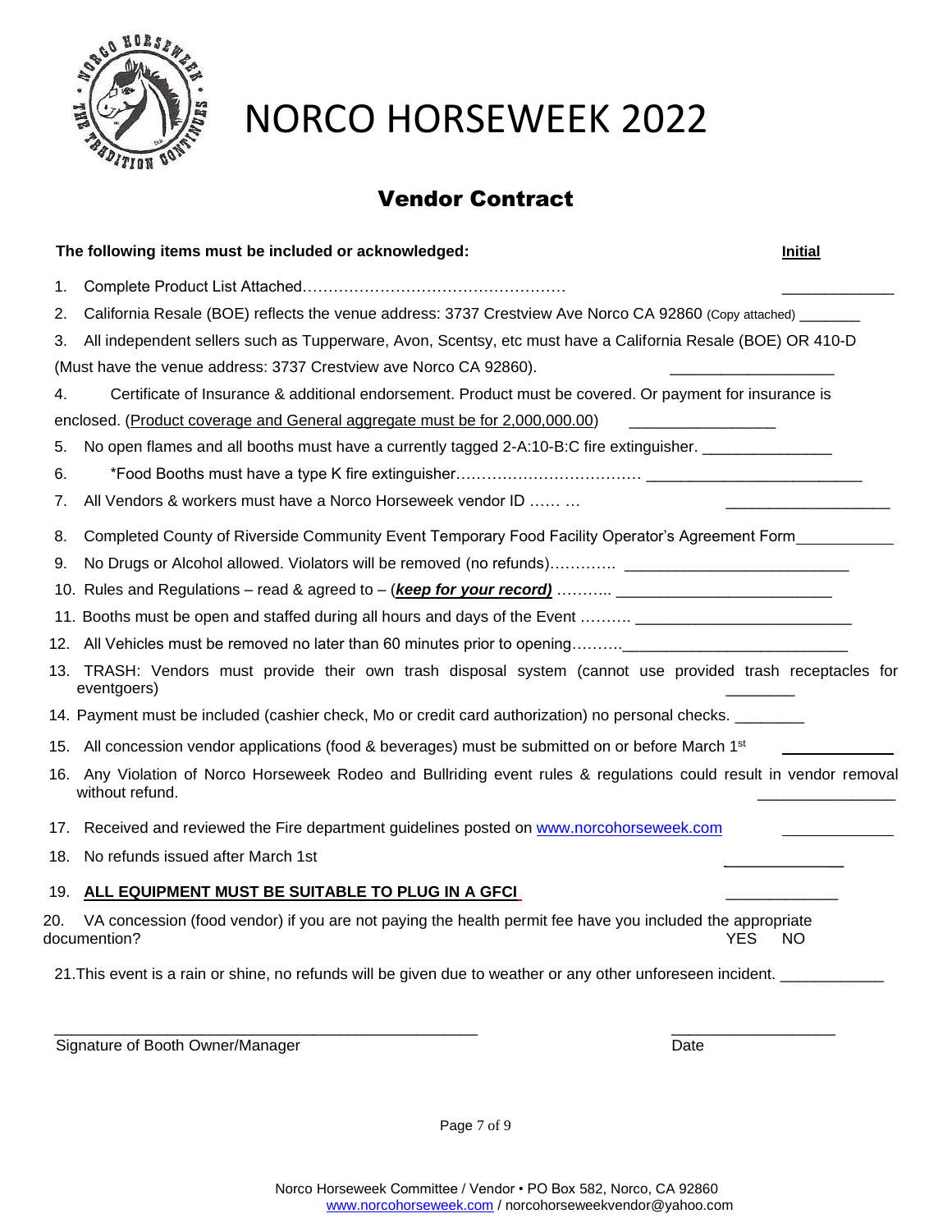# NORCO HORSEWEEK 2022

## Vendor Contract

**The following items must be included or acknowledged:** **Initial**

1. Complete Product List Attached…………………………………………… _____________
2. California Resale (BOE) reflects the venue address: 3737 Crestview Ave Norco CA 92860 (Copy attached) _______
3. All independent sellers such as Tupperware, Avon, Scentsy, etc must have a California Resale (BOE) OR 410-D (Must have the venue address: 3737 Crestview ave Norco CA 92860). ___________________
4. Certificate of Insurance & additional endorsement. Product must be covered. Or payment for insurance is enclosed. (Product coverage and General aggregate must be for 2,000,000.00) _________________
5. No open flames and all booths must have a currently tagged 2-A:10-B:C fire extinguisher. _______________
6. *Food Booths must have a type K fire extinguisher……………………………… _________________________
7. All Vendors & workers must have a Norco Horseweek vendor ID …… … ___________________
8. Completed County of Riverside Community Event Temporary Food Facility Operator's Agreement Form ___________
9. No Drugs or Alcohol allowed. Violators will be removed (no refunds)…………. __________________________
10. Rules and Regulations – read & agreed to – (***keep for your record)*** ……….. _________________________
11. Booths must be open and staffed during all hours and days of the Event ………. _________________________
12. All Vehicles must be removed no later than 60 minutes prior to opening………._________________________
13. TRASH: Vendors must provide their own trash disposal system (cannot use provided trash receptacles for eventgoers) ________
14. Payment must be included (cashier check, Mo or credit card authorization) no personal checks. ________
15. All concession vendor applications (food & beverages) must be submitted on or before March 1st ____________
16. Any Violation of Norco Horseweek Rodeo and Bullriding event rules & regulations could result in vendor removal without refund. ________________
17. Received and reviewed the Fire department guidelines posted on www.norcohorseweek.com _____________
18. No refunds issued after March 1st _____________
19. **ALL EQUIPMENT MUST BE SUITABLE TO PLUG IN A GFCI** _____________
20. VA concession (food vendor) if you are not paying the health permit fee have you included the appropriate documentation? YES NO
21. This event is a rain or shine, no refunds will be given due to weather or any other unforeseen incident. ____________

_________________________________________________ ___________________

Signature of Booth Owner/Manager Date

Norco Horseweek Committee / Vendor • PO Box 582, Norco, CA 92860
www.norcohorseweek.com / norcohorseweekvendor@yahoo.com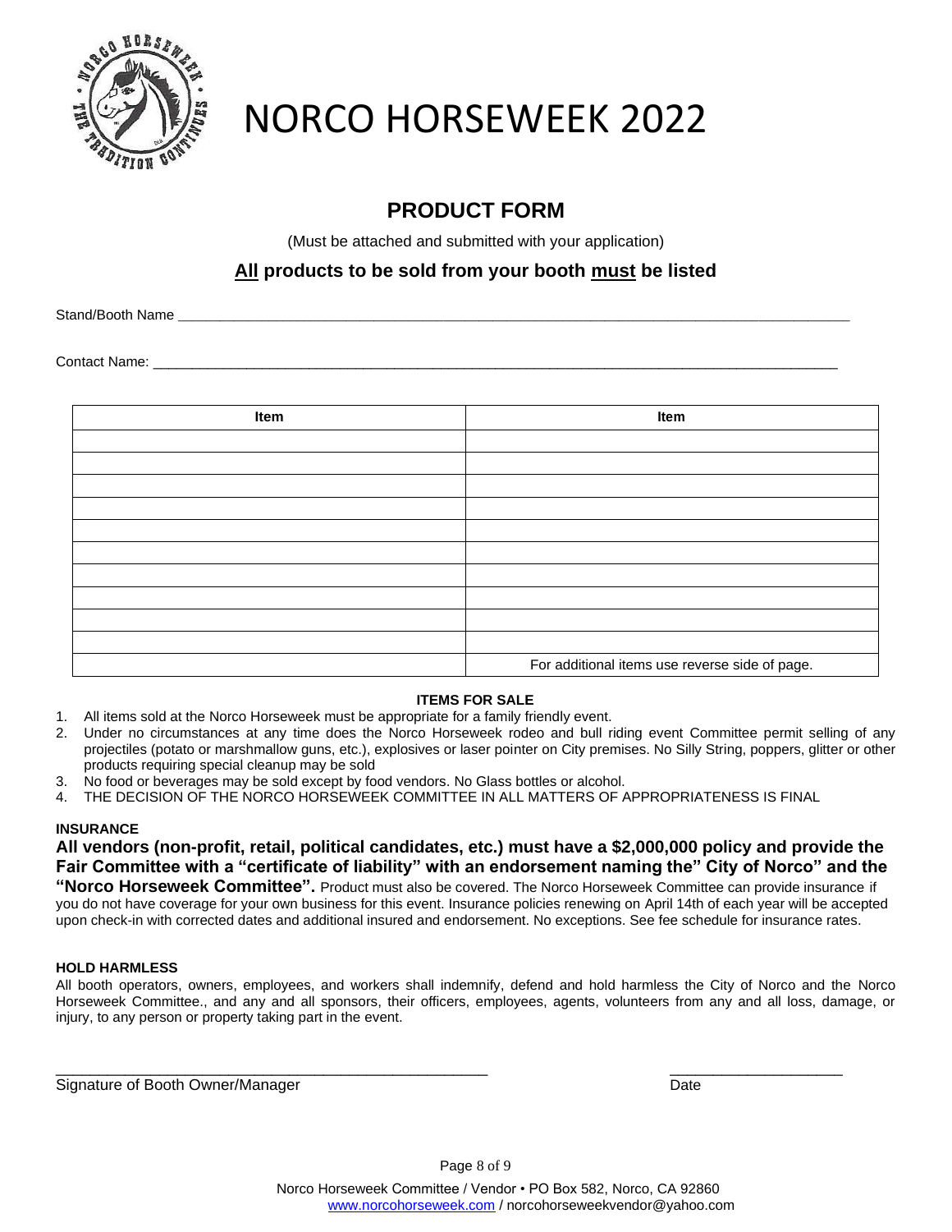# NORCO HORSEWEEK 2022

## PRODUCT FORM

(Must be attached and submitted with your application)

### **All** products to be sold from your booth **must** be listed

Stand/Booth Name ___________________________________________________________________________

Contact Name: ______________________________________________________________________________

| Item | Item |
|---|---|
| | |
| | |
| | |
| | |
| | |
| | |
| | |
| | |
| | |
| | |
| | For additional items use reverse side of page. |

**ITEMS FOR SALE**

1. All items sold at the Norco Horseweek must be appropriate for a family friendly event.
2. Under no circumstances at any time does the Norco Horseweek rodeo and bull riding event Committee permit selling of any projectiles (potato or marshmallow guns, etc.), explosives or laser pointer on City premises. No Silly String, poppers, glitter or other products requiring special cleanup may be sold
3. No food or beverages may be sold except by food vendors. No Glass bottles or alcohol.
4. THE DECISION OF THE NORCO HORSEWEEK COMMITTEE IN ALL MATTERS OF APPROPRIATENESS IS FINAL

**INSURANCE**

**All vendors (non-profit, retail, political candidates, etc.) must have a $2,000,000 policy and provide the Fair Committee with a "certificate of liability" with an endorsement naming the" City of Norco" and the "Norco Horseweek Committee".** Product must also be covered. The Norco Horseweek Committee can provide insurance if you do not have coverage for your own business for this event. Insurance policies renewing on April 14th of each year will be accepted upon check-in with corrected dates and additional insured and endorsement. No exceptions. See fee schedule for insurance rates.

**HOLD HARMLESS**

All booth operators, owners, employees, and workers shall indemnify, defend and hold harmless the City of Norco and the Norco Horseweek Committee., and any and all sponsors, their officers, employees, agents, volunteers from any and all loss, damage, or injury, to any person or property taking part in the event.

_____________________________________________ &nbsp;&nbsp;&nbsp;&nbsp;&nbsp;&nbsp;&nbsp;&nbsp; ____________________

Signature of Booth Owner/Manager &nbsp;&nbsp;&nbsp;&nbsp;&nbsp;&nbsp;&nbsp;&nbsp;&nbsp;&nbsp;&nbsp;&nbsp;&nbsp;&nbsp;&nbsp;&nbsp;&nbsp;&nbsp;&nbsp;&nbsp;&nbsp;&nbsp;&nbsp;&nbsp;&nbsp;&nbsp;&nbsp;&nbsp;&nbsp;&nbsp; Date

Norco Horseweek Committee / Vendor • PO Box 582, Norco, CA 92860
www.norcohorseweek.com / norcohorseweekvendor@yahoo.com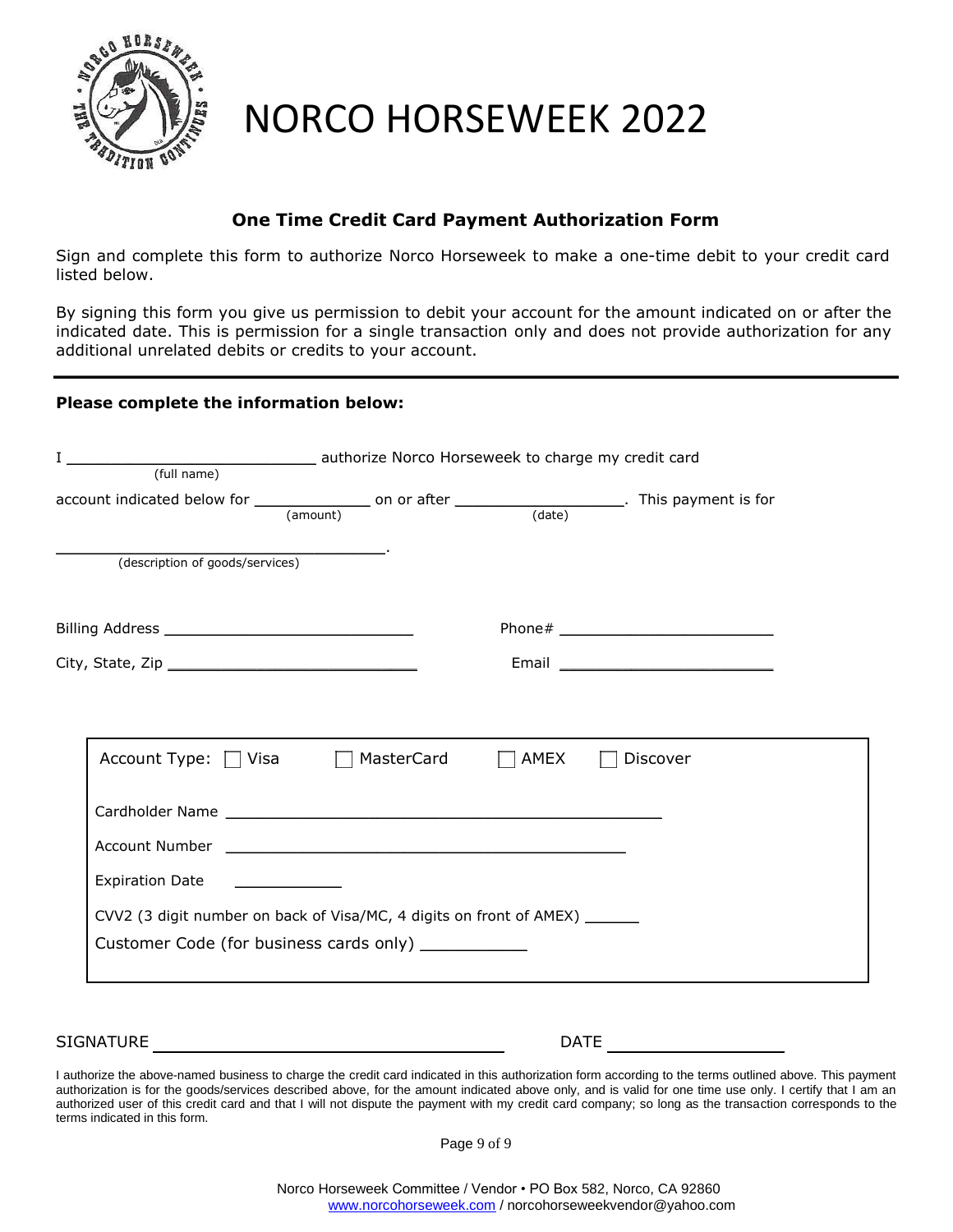# NORCO HORSEWEEK 2022

## One Time Credit Card Payment Authorization Form

Sign and complete this form to authorize Norco Horseweek to make a one-time debit to your credit card listed below.

By signing this form you give us permission to debit your account for the amount indicated on or after the indicated date. This is permission for a single transaction only and does not provide authorization for any additional unrelated debits or credits to your account.

---

**Please complete the information below:**

I ___________________________ authorize Norco Horseweek to charge my credit card
(full name)

account indicated below for _____________ on or after ___________________. This payment is for
(amount) (date)

____________________________________.
(description of goods/services)

Billing Address ___________________________ Phone# _______________________

City, State, Zip ___________________________ Email _______________________

Account Type: ☐ Visa ☐ MasterCard ☐ AMEX ☐ Discover

Cardholder Name ________________________________________________

Account Number ____________________________________________

Expiration Date ___________

CVV2 (3 digit number on back of Visa/MC, 4 digits on front of AMEX) ______

Customer Code (for business cards only) ___________

SIGNATURE ___________________________________ DATE __________________

I authorize the above-named business to charge the credit card indicated in this authorization form according to the terms outlined above. This payment authorization is for the goods/services described above, for the amount indicated above only, and is valid for one time use only. I certify that I am an authorized user of this credit card and that I will not dispute the payment with my credit card company; so long as the transaction corresponds to the terms indicated in this form.

Norco Horseweek Committee / Vendor • PO Box 582, Norco, CA 92860
www.norcohorseweek.com / norcohorseweekvendor@yahoo.com